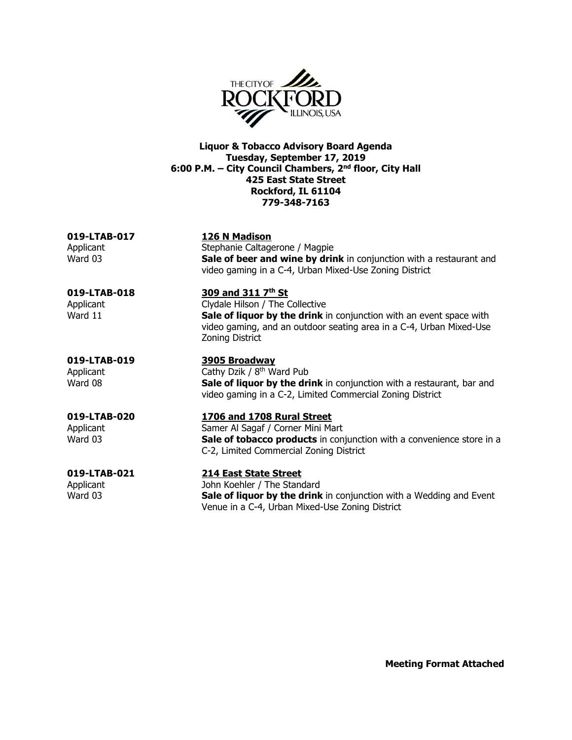THE CITY OF ROCKFORD ILLINOIS, USA

**Liquor & Tobacco Advisory Board Agenda**
**Tuesday, September 17, 2019**
**6:00 P.M. – City Council Chambers, 2nd floor, City Hall**
**425 East State Street**
**Rockford, IL 61104**
**779-348-7163**

**019-LTAB-017** — **126 N Madison**
Applicant: Stephanie Caltagerone / Magpie
Ward 03: **Sale of beer and wine by drink** in conjunction with a restaurant and video gaming in a C-4, Urban Mixed-Use Zoning District

**019-LTAB-018** — **309 and 311 7th St**
Applicant: Clydale Hilson / The Collective
Ward 11: **Sale of liquor by the drink** in conjunction with an event space with video gaming, and an outdoor seating area in a C-4, Urban Mixed-Use Zoning District

**019-LTAB-019** — **3905 Broadway**
Applicant: Cathy Dzik / 8th Ward Pub
Ward 08: **Sale of liquor by the drink** in conjunction with a restaurant, bar and video gaming in a C-2, Limited Commercial Zoning District

**019-LTAB-020** — **1706 and 1708 Rural Street**
Applicant: Samer Al Sagaf / Corner Mini Mart
Ward 03: **Sale of tobacco products** in conjunction with a convenience store in a C-2, Limited Commercial Zoning District

**019-LTAB-021** — **214 East State Street**
Applicant: John Koehler / The Standard
Ward 03: **Sale of liquor by the drink** in conjunction with a Wedding and Event Venue in a C-4, Urban Mixed-Use Zoning District

**Meeting Format Attached**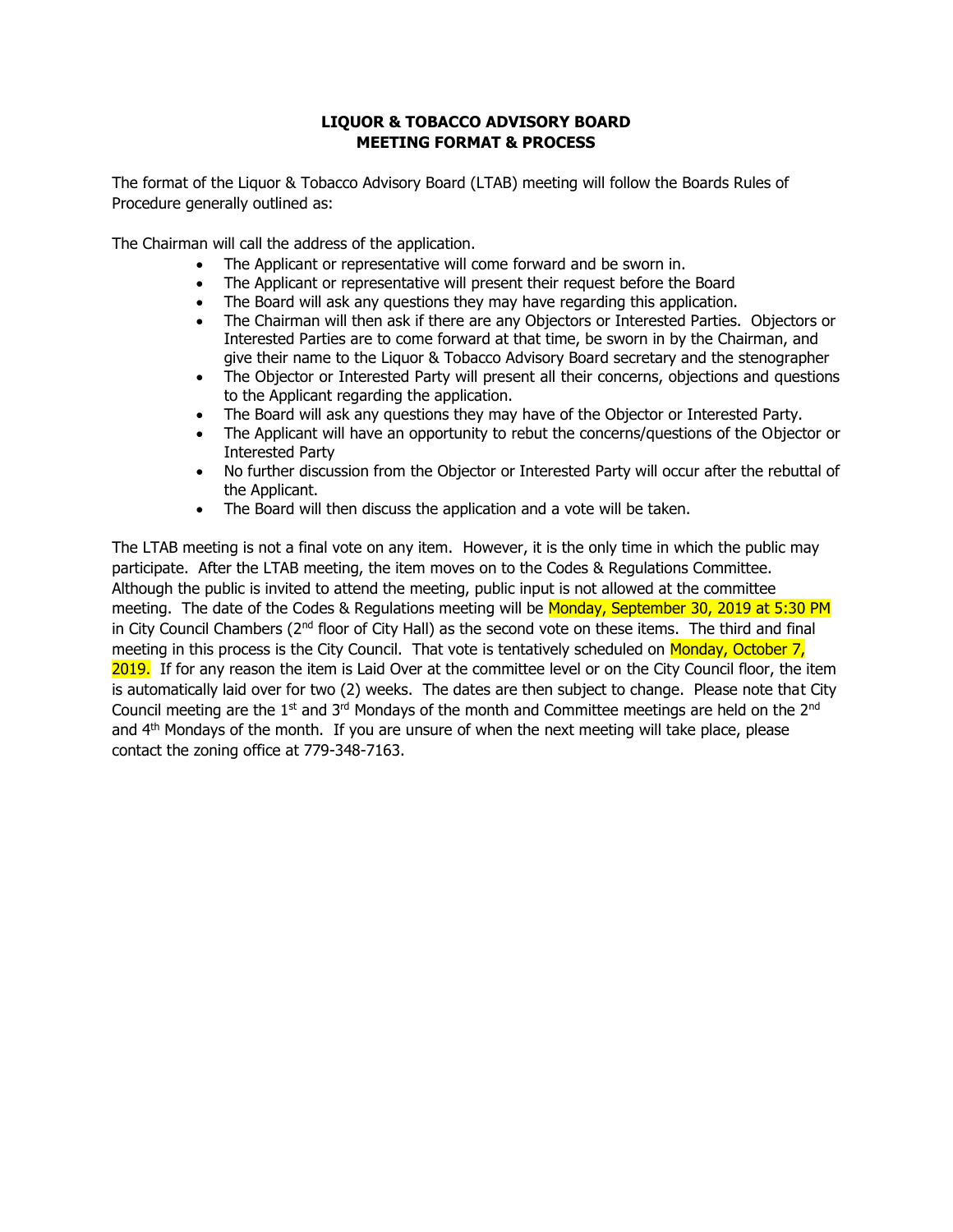# LIQUOR & TOBACCO ADVISORY BOARD
## MEETING FORMAT & PROCESS

The format of the Liquor & Tobacco Advisory Board (LTAB) meeting will follow the Boards Rules of Procedure generally outlined as:

The Chairman will call the address of the application.

- The Applicant or representative will come forward and be sworn in.
- The Applicant or representative will present their request before the Board
- The Board will ask any questions they may have regarding this application.
- The Chairman will then ask if there are any Objectors or Interested Parties. Objectors or Interested Parties are to come forward at that time, be sworn in by the Chairman, and give their name to the Liquor & Tobacco Advisory Board secretary and the stenographer
- The Objector or Interested Party will present all their concerns, objections and questions to the Applicant regarding the application.
- The Board will ask any questions they may have of the Objector or Interested Party.
- The Applicant will have an opportunity to rebut the concerns/questions of the Objector or Interested Party
- No further discussion from the Objector or Interested Party will occur after the rebuttal of the Applicant.
- The Board will then discuss the application and a vote will be taken.

The LTAB meeting is not a final vote on any item. However, it is the only time in which the public may participate. After the LTAB meeting, the item moves on to the Codes & Regulations Committee. Although the public is invited to attend the meeting, public input is not allowed at the committee meeting. The date of the Codes & Regulations meeting will be Monday, September 30, 2019 at 5:30 PM in City Council Chambers (2nd floor of City Hall) as the second vote on these items. The third and final meeting in this process is the City Council. That vote is tentatively scheduled on Monday, October 7, 2019. If for any reason the item is Laid Over at the committee level or on the City Council floor, the item is automatically laid over for two (2) weeks. The dates are then subject to change. Please note that City Council meeting are the 1st and 3rd Mondays of the month and Committee meetings are held on the 2nd and 4th Mondays of the month. If you are unsure of when the next meeting will take place, please contact the zoning office at 779-348-7163.